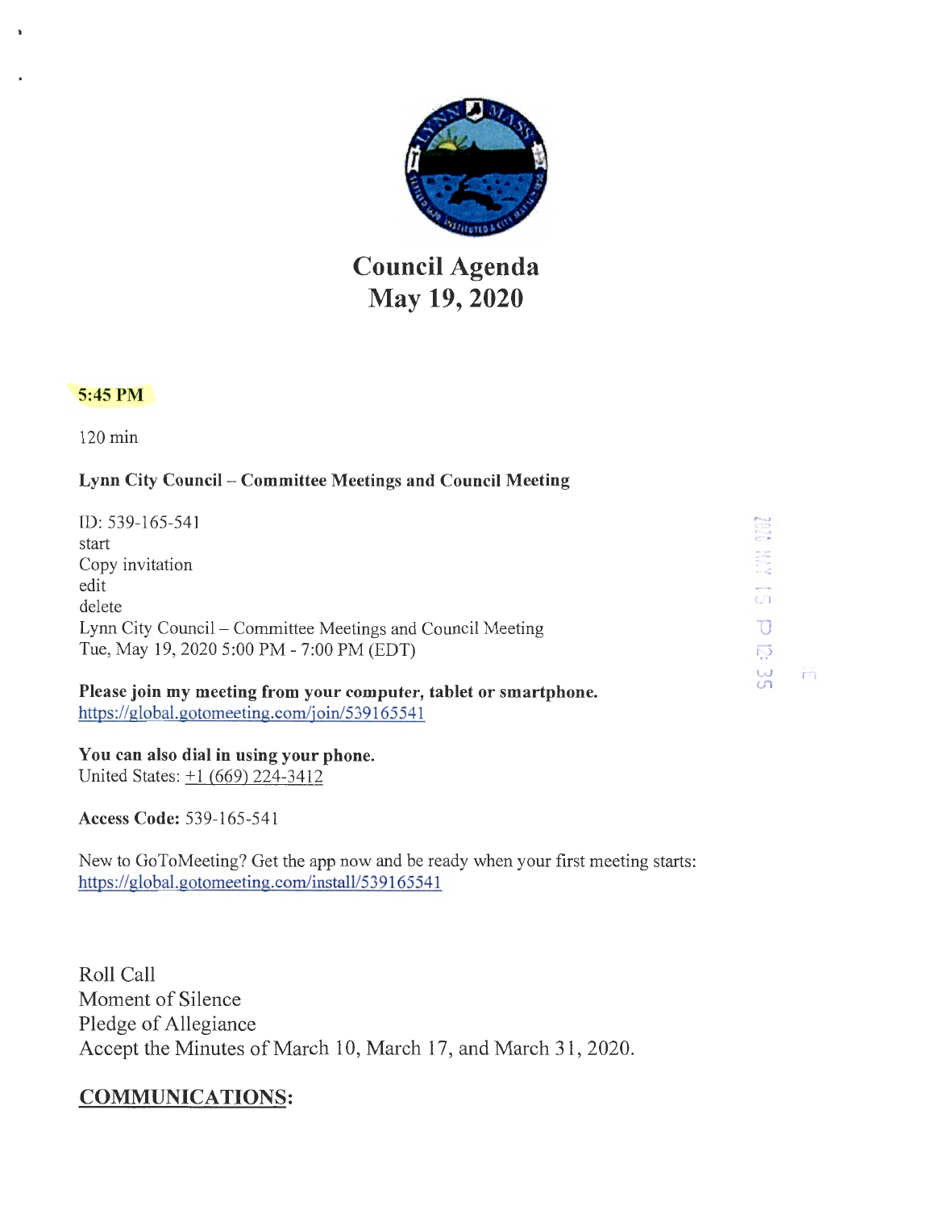# Council Agenda
# May 19, 2020

**5:45 PM**

120 min

**Lynn City Council – Committee Meetings and Council Meeting**

ID: 539-165-541
start
Copy invitation
edit
delete
Lynn City Council – Committee Meetings and Council Meeting
Tue, May 19, 2020 5:00 PM - 7:00 PM (EDT)

**Please join my meeting from your computer, tablet or smartphone.**
https://global.gotomeeting.com/join/539165541

**You can also dial in using your phone.**
United States: +1 (669) 224-3412

**Access Code:** 539-165-541

New to GoToMeeting? Get the app now and be ready when your first meeting starts:
https://global.gotomeeting.com/install/539165541

Roll Call
Moment of Silence
Pledge of Allegiance
Accept the Minutes of March 10, March 17, and March 31, 2020.

## COMMUNICATIONS: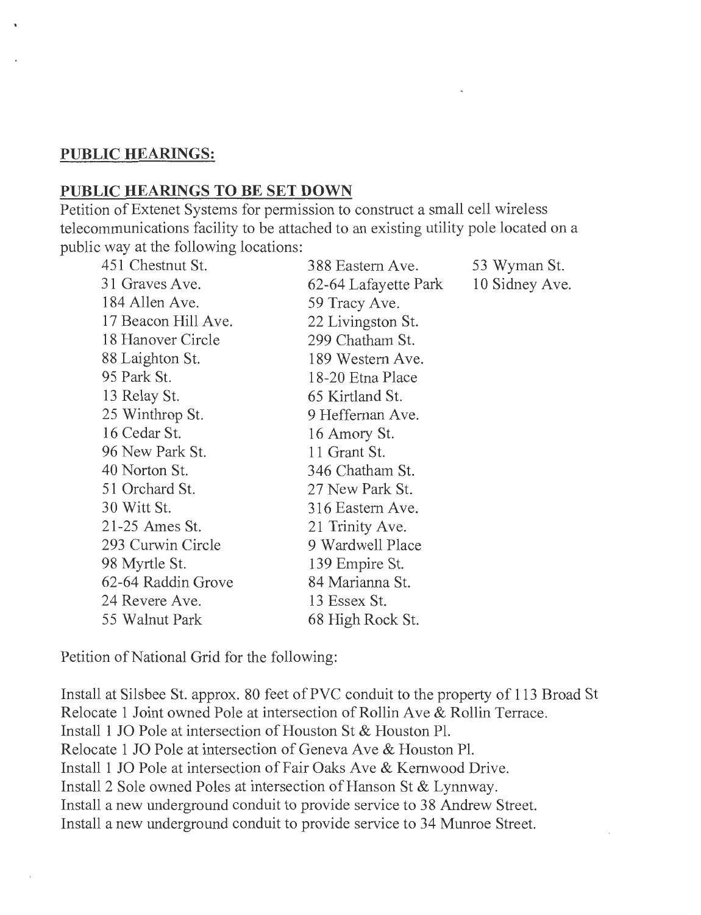## PUBLIC HEARINGS:

### PUBLIC HEARINGS TO BE SET DOWN

Petition of Extenet Systems for permission to construct a small cell wireless telecommunications facility to be attached to an existing utility pole located on a public way at the following locations:

| | | |
|---|---|---|
| 451 Chestnut St. | 388 Eastern Ave. | 53 Wyman St. |
| 31 Graves Ave. | 62-64 Lafayette Park | 10 Sidney Ave. |
| 184 Allen Ave. | 59 Tracy Ave. | |
| 17 Beacon Hill Ave. | 22 Livingston St. | |
| 18 Hanover Circle | 299 Chatham St. | |
| 88 Laighton St. | 189 Western Ave. | |
| 95 Park St. | 18-20 Etna Place | |
| 13 Relay St. | 65 Kirtland St. | |
| 25 Winthrop St. | 9 Heffernan Ave. | |
| 16 Cedar St. | 16 Amory St. | |
| 96 New Park St. | 11 Grant St. | |
| 40 Norton St. | 346 Chatham St. | |
| 51 Orchard St. | 27 New Park St. | |
| 30 Witt St. | 316 Eastern Ave. | |
| 21-25 Ames St. | 21 Trinity Ave. | |
| 293 Curwin Circle | 9 Wardwell Place | |
| 98 Myrtle St. | 139 Empire St. | |
| 62-64 Raddin Grove | 84 Marianna St. | |
| 24 Revere Ave. | 13 Essex St. | |
| 55 Walnut Park | 68 High Rock St. | |

Petition of National Grid for the following:

Install at Silsbee St. approx. 80 feet of PVC conduit to the property of 113 Broad St
Relocate 1 Joint owned Pole at intersection of Rollin Ave & Rollin Terrace.
Install 1 JO Pole at intersection of Houston St & Houston Pl.
Relocate 1 JO Pole at intersection of Geneva Ave & Houston Pl.
Install 1 JO Pole at intersection of Fair Oaks Ave & Kernwood Drive.
Install 2 Sole owned Poles at intersection of Hanson St & Lynnway.
Install a new underground conduit to provide service to 38 Andrew Street.
Install a new underground conduit to provide service to 34 Munroe Street.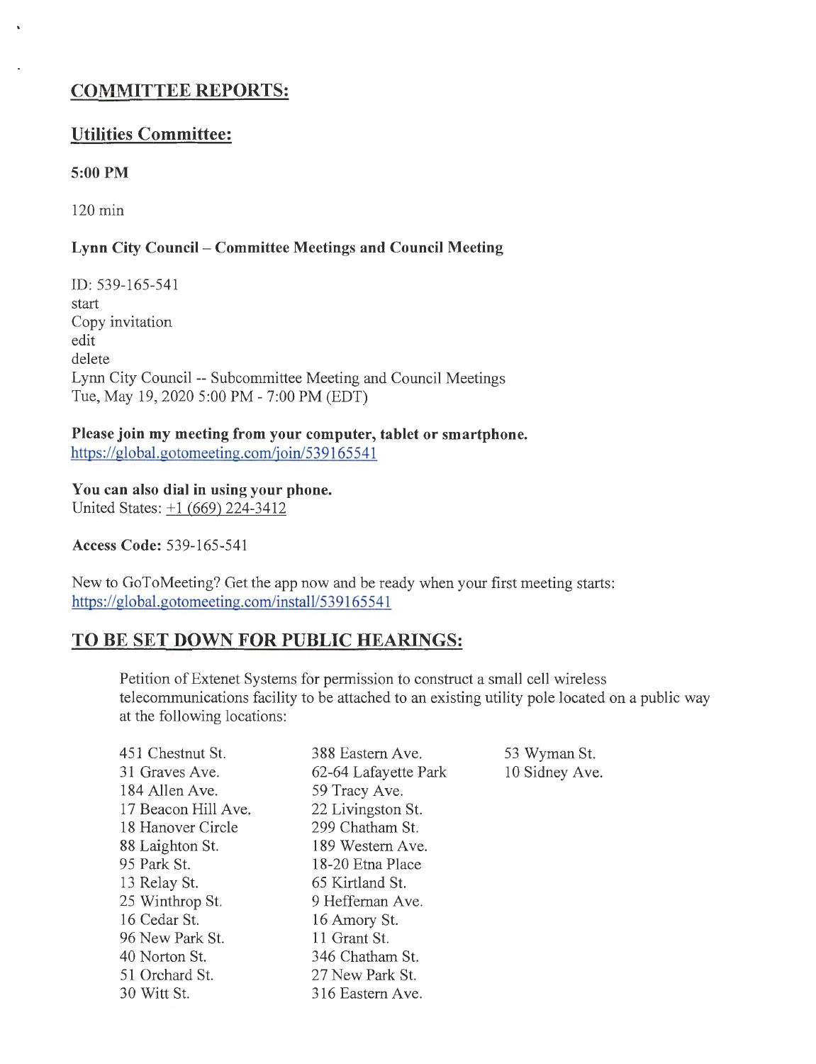## COMMITTEE REPORTS:

## Utilities Committee:

**5:00 PM**

120 min

**Lynn City Council – Committee Meetings and Council Meeting**

ID: 539-165-541
start
Copy invitation
edit
delete
Lynn City Council -- Subcommittee Meeting and Council Meetings
Tue, May 19, 2020 5:00 PM - 7:00 PM (EDT)

**Please join my meeting from your computer, tablet or smartphone.**
https://global.gotomeeting.com/join/539165541

**You can also dial in using your phone.**
United States: +1 (669) 224-3412

**Access Code:** 539-165-541

New to GoToMeeting? Get the app now and be ready when your first meeting starts:
https://global.gotomeeting.com/install/539165541

## TO BE SET DOWN FOR PUBLIC HEARINGS:

Petition of Extenet Systems for permission to construct a small cell wireless telecommunications facility to be attached to an existing utility pole located on a public way at the following locations:

- 451 Chestnut St.
- 31 Graves Ave.
- 184 Allen Ave.
- 17 Beacon Hill Ave.
- 18 Hanover Circle
- 88 Laighton St.
- 95 Park St.
- 13 Relay St.
- 25 Winthrop St.
- 16 Cedar St.
- 96 New Park St.
- 40 Norton St.
- 51 Orchard St.
- 30 Witt St.
- 388 Eastern Ave.
- 62-64 Lafayette Park
- 59 Tracy Ave.
- 22 Livingston St.
- 299 Chatham St.
- 189 Western Ave.
- 18-20 Etna Place
- 65 Kirtland St.
- 9 Heffernan Ave.
- 16 Amory St.
- 11 Grant St.
- 346 Chatham St.
- 27 New Park St.
- 316 Eastern Ave.
- 53 Wyman St.
- 10 Sidney Ave.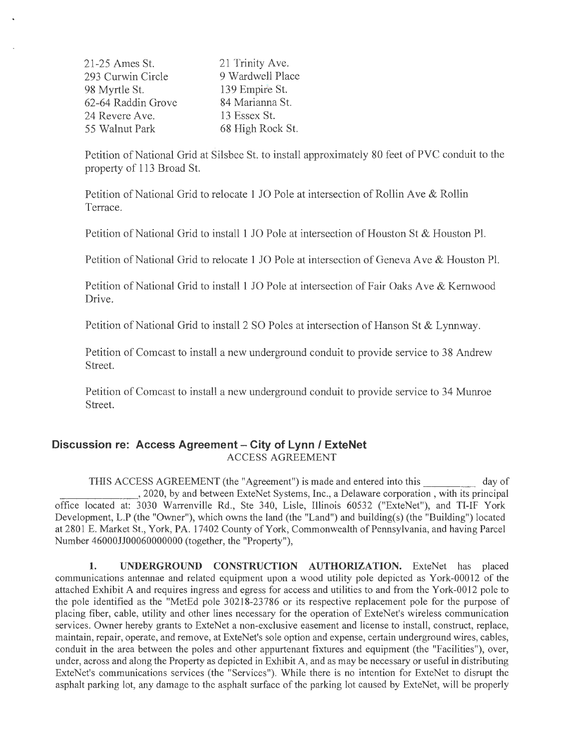| | |
|---|---|
| 21-25 Ames St. | 21 Trinity Ave. |
| 293 Curwin Circle | 9 Wardwell Place |
| 98 Myrtle St. | 139 Empire St. |
| 62-64 Raddin Grove | 84 Marianna St. |
| 24 Revere Ave. | 13 Essex St. |
| 55 Walnut Park | 68 High Rock St. |

Petition of National Grid at Silsbee St. to install approximately 80 feet of PVC conduit to the property of 113 Broad St.

Petition of National Grid to relocate 1 JO Pole at intersection of Rollin Ave & Rollin Terrace.

Petition of National Grid to install 1 JO Pole at intersection of Houston St & Houston Pl.

Petition of National Grid to relocate 1 JO Pole at intersection of Geneva Ave & Houston Pl.

Petition of National Grid to install 1 JO Pole at intersection of Fair Oaks Ave & Kernwood Drive.

Petition of National Grid to install 2 SO Poles at intersection of Hanson St & Lynnway.

Petition of Comcast to install a new underground conduit to provide service to 38 Andrew Street.

Petition of Comcast to install a new underground conduit to provide service to 34 Munroe Street.

## Discussion re: Access Agreement – City of Lynn / ExteNet

ACCESS AGREEMENT

THIS ACCESS AGREEMENT (the "Agreement") is made and entered into this __________ day of ______________, 2020, by and between ExteNet Systems, Inc., a Delaware corporation , with its principal office located at: 3030 Warrenville Rd., Ste 340, Lisle, Illinois 60532 ("ExteNet"), and TI-IF York Development, L.P (the "Owner"), which owns the land (the "Land") and building(s) (the "Building") located at 2801 E. Market St., York, PA. 17402 County of York, Commonwealth of Pennsylvania, and having Parcel Number 46000JJ00060000000 (together, the "Property"),

**1. UNDERGROUND CONSTRUCTION AUTHORIZATION.** ExteNet has placed communications antennae and related equipment upon a wood utility pole depicted as York-00012 of the attached Exhibit A and requires ingress and egress for access and utilities to and from the York-0012 pole to the pole identified as the "MetEd pole 30218-23786 or its respective replacement pole for the purpose of placing fiber, cable, utility and other lines necessary for the operation of ExteNet's wireless communication services. Owner hereby grants to ExteNet a non-exclusive easement and license to install, construct, replace, maintain, repair, operate, and remove, at ExteNet's sole option and expense, certain underground wires, cables, conduit in the area between the poles and other appurtenant fixtures and equipment (the "Facilities"), over, under, across and along the Property as depicted in Exhibit A, and as may be necessary or useful in distributing ExteNet's communications services (the "Services"). While there is no intention for ExteNet to disrupt the asphalt parking lot, any damage to the asphalt surface of the parking lot caused by ExteNet, will be properly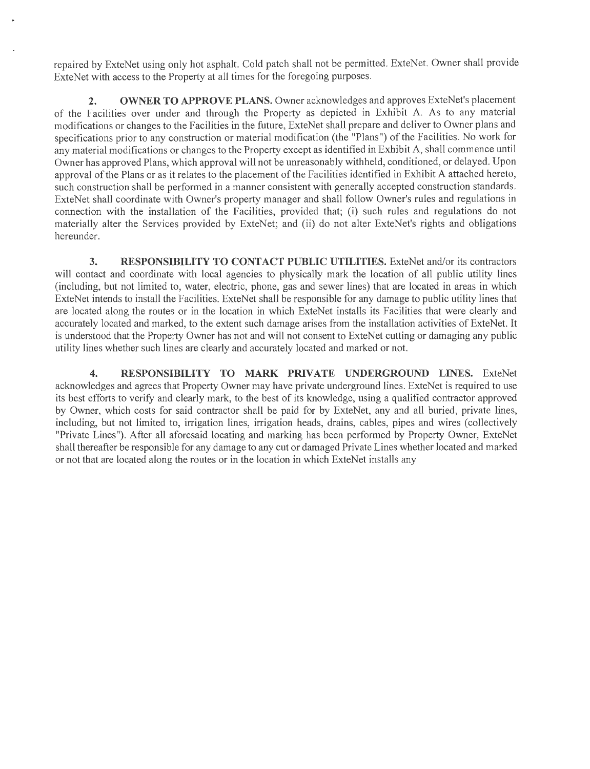repaired by ExteNet using only hot asphalt. Cold patch shall not be permitted. ExteNet. Owner shall provide ExteNet with access to the Property at all times for the foregoing purposes.

**2. OWNER TO APPROVE PLANS.** Owner acknowledges and approves ExteNet's placement of the Facilities over under and through the Property as depicted in Exhibit A. As to any material modifications or changes to the Facilities in the future, ExteNet shall prepare and deliver to Owner plans and specifications prior to any construction or material modification (the "Plans") of the Facilities. No work for any material modifications or changes to the Property except as identified in Exhibit A, shall commence until Owner has approved Plans, which approval will not be unreasonably withheld, conditioned, or delayed. Upon approval of the Plans or as it relates to the placement of the Facilities identified in Exhibit A attached hereto, such construction shall be performed in a manner consistent with generally accepted construction standards. ExteNet shall coordinate with Owner's property manager and shall follow Owner's rules and regulations in connection with the installation of the Facilities, provided that; (i) such rules and regulations do not materially alter the Services provided by ExteNet; and (ii) do not alter ExteNet's rights and obligations hereunder.

**3. RESPONSIBILITY TO CONTACT PUBLIC UTILITIES.** ExteNet and/or its contractors will contact and coordinate with local agencies to physically mark the location of all public utility lines (including, but not limited to, water, electric, phone, gas and sewer lines) that are located in areas in which ExteNet intends to install the Facilities. ExteNet shall be responsible for any damage to public utility lines that are located along the routes or in the location in which ExteNet installs its Facilities that were clearly and accurately located and marked, to the extent such damage arises from the installation activities of ExteNet. It is understood that the Property Owner has not and will not consent to ExteNet cutting or damaging any public utility lines whether such lines are clearly and accurately located and marked or not.

**4. RESPONSIBILITY TO MARK PRIVATE UNDERGROUND LINES.** ExteNet acknowledges and agrees that Property Owner may have private underground lines. ExteNet is required to use its best efforts to verify and clearly mark, to the best of its knowledge, using a qualified contractor approved by Owner, which costs for said contractor shall be paid for by ExteNet, any and all buried, private lines, including, but not limited to, irrigation lines, irrigation heads, drains, cables, pipes and wires (collectively "Private Lines"). After all aforesaid locating and marking has been performed by Property Owner, ExteNet shall thereafter be responsible for any damage to any cut or damaged Private Lines whether located and marked or not that are located along the routes or in the location in which ExteNet installs any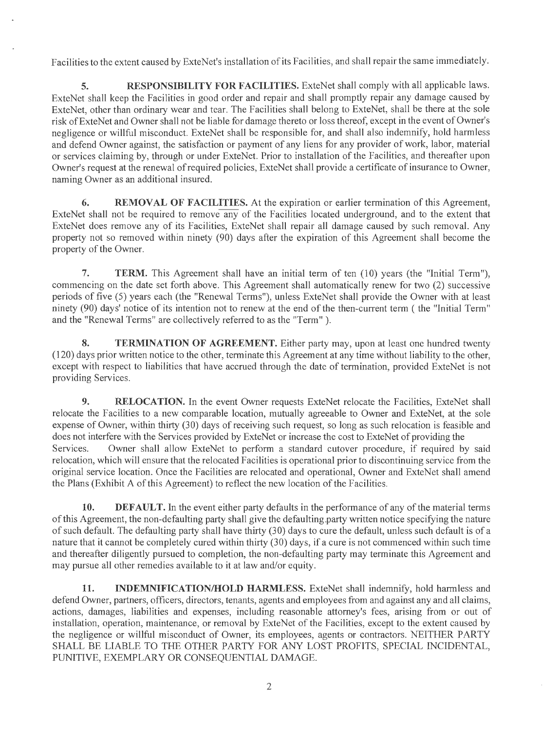Facilities to the extent caused by ExteNet's installation of its Facilities, and shall repair the same immediately.

**5. RESPONSIBILITY FOR FACILITIES.** ExteNet shall comply with all applicable laws. ExteNet shall keep the Facilities in good order and repair and shall promptly repair any damage caused by ExteNet, other than ordinary wear and tear. The Facilities shall belong to ExteNet, shall be there at the sole risk of ExteNet and Owner shall not be liable for damage thereto or loss thereof, except in the event of Owner's negligence or willful misconduct. ExteNet shall be responsible for, and shall also indemnify, hold harmless and defend Owner against, the satisfaction or payment of any liens for any provider of work, labor, material or services claiming by, through or under ExteNet. Prior to installation of the Facilities, and thereafter upon Owner's request at the renewal of required policies, ExteNet shall provide a certificate of insurance to Owner, naming Owner as an additional insured.

**6. REMOVAL OF FACILITIES.** At the expiration or earlier termination of this Agreement, ExteNet shall not be required to remove any of the Facilities located underground, and to the extent that ExteNet does remove any of its Facilities, ExteNet shall repair all damage caused by such removal. Any property not so removed within ninety (90) days after the expiration of this Agreement shall become the property of the Owner.

**7. TERM.** This Agreement shall have an initial term of ten (10) years (the "Initial Term"), commencing on the date set forth above. This Agreement shall automatically renew for two (2) successive periods of five (5) years each (the "Renewal Terms"), unless ExteNet shall provide the Owner with at least ninety (90) days' notice of its intention not to renew at the end of the then-current term ( the "Initial Term" and the "Renewal Terms" are collectively referred to as the "Term" ).

**8. TERMINATION OF AGREEMENT.** Either party may, upon at least one hundred twenty (120) days prior written notice to the other, terminate this Agreement at any time without liability to the other, except with respect to liabilities that have accrued through the date of termination, provided ExteNet is not providing Services.

**9. RELOCATION.** In the event Owner requests ExteNet relocate the Facilities, ExteNet shall relocate the Facilities to a new comparable location, mutually agreeable to Owner and ExteNet, at the sole expense of Owner, within thirty (30) days of receiving such request, so long as such relocation is feasible and does not interfere with the Services provided by ExteNet or increase the cost to ExteNet of providing the Services. Owner shall allow ExteNet to perform a standard cutover procedure, if required by said relocation, which will ensure that the relocated Facilities is operational prior to discontinuing service from the original service location. Once the Facilities are relocated and operational, Owner and ExteNet shall amend the Plans (Exhibit A of this Agreement) to reflect the new location of the Facilities.

**10. DEFAULT.** In the event either party defaults in the performance of any of the material terms of this Agreement, the non-defaulting party shall give the defaulting party written notice specifying the nature of such default. The defaulting party shall have thirty (30) days to cure the default, unless such default is of a nature that it cannot be completely cured within thirty (30) days, if a cure is not commenced within such time and thereafter diligently pursued to completion, the non-defaulting party may terminate this Agreement and may pursue all other remedies available to it at law and/or equity.

**11. INDEMNIFICATION/HOLD HARMLESS.** ExteNet shall indemnify, hold harmless and defend Owner, partners, officers, directors, tenants, agents and employees from and against any and all claims, actions, damages, liabilities and expenses, including reasonable attorney's fees, arising from or out of installation, operation, maintenance, or removal by ExteNet of the Facilities, except to the extent caused by the negligence or willful misconduct of Owner, its employees, agents or contractors. NEITHER PARTY SHALL BE LIABLE TO THE OTHER PARTY FOR ANY LOST PROFITS, SPECIAL INCIDENTAL, PUNITIVE, EXEMPLARY OR CONSEQUENTIAL DAMAGE.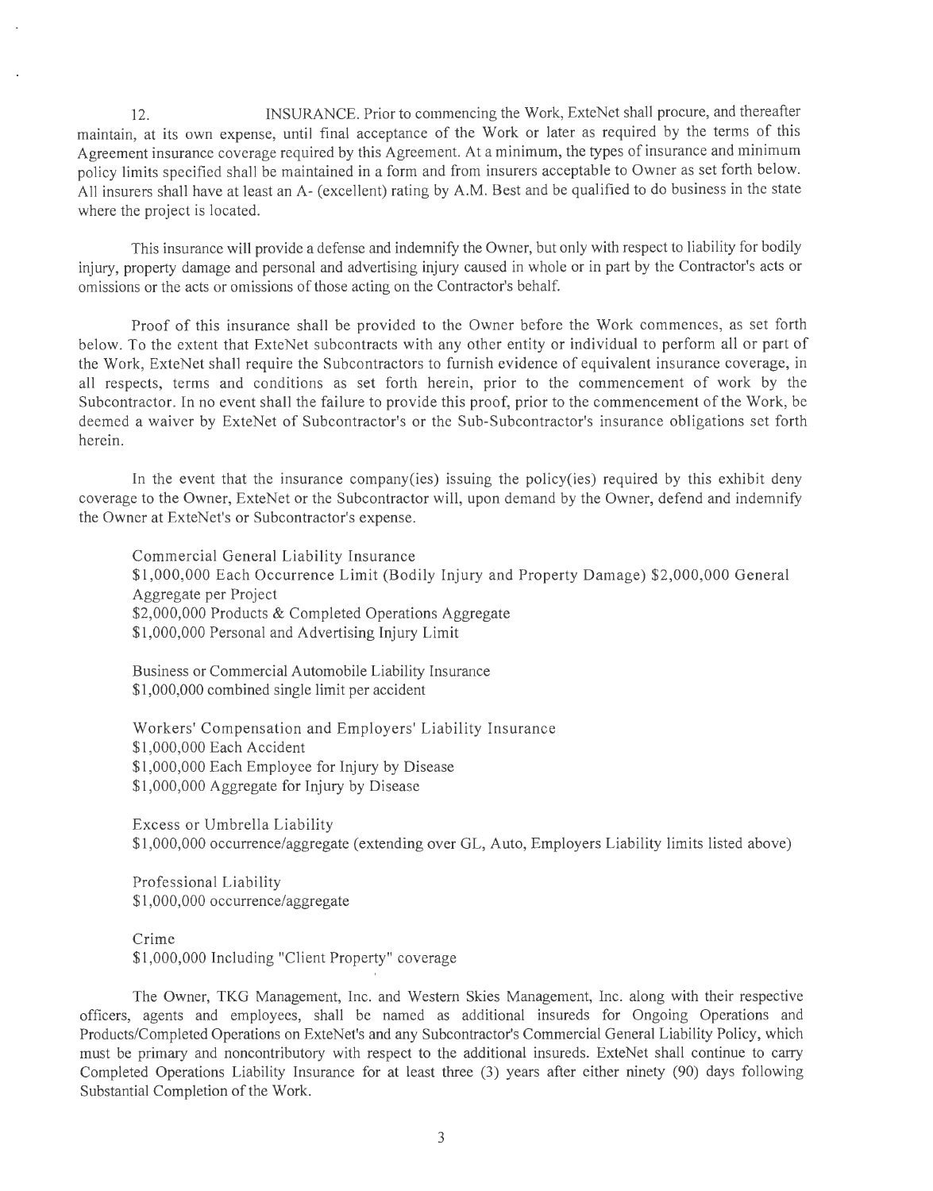12. INSURANCE. Prior to commencing the Work, ExteNet shall procure, and thereafter maintain, at its own expense, until final acceptance of the Work or later as required by the terms of this Agreement insurance coverage required by this Agreement. At a minimum, the types of insurance and minimum policy limits specified shall be maintained in a form and from insurers acceptable to Owner as set forth below. All insurers shall have at least an A- (excellent) rating by A.M. Best and be qualified to do business in the state where the project is located.

This insurance will provide a defense and indemnify the Owner, but only with respect to liability for bodily injury, property damage and personal and advertising injury caused in whole or in part by the Contractor's acts or omissions or the acts or omissions of those acting on the Contractor's behalf.

Proof of this insurance shall be provided to the Owner before the Work commences, as set forth below. To the extent that ExteNet subcontracts with any other entity or individual to perform all or part of the Work, ExteNet shall require the Subcontractors to furnish evidence of equivalent insurance coverage, in all respects, terms and conditions as set forth herein, prior to the commencement of work by the Subcontractor. In no event shall the failure to provide this proof, prior to the commencement of the Work, be deemed a waiver by ExteNet of Subcontractor's or the Sub-Subcontractor's insurance obligations set forth herein.

In the event that the insurance company(ies) issuing the policy(ies) required by this exhibit deny coverage to the Owner, ExteNet or the Subcontractor will, upon demand by the Owner, defend and indemnify the Owner at ExteNet's or Subcontractor's expense.

Commercial General Liability Insurance
$1,000,000 Each Occurrence Limit (Bodily Injury and Property Damage) $2,000,000 General Aggregate per Project
$2,000,000 Products & Completed Operations Aggregate
$1,000,000 Personal and Advertising Injury Limit

Business or Commercial Automobile Liability Insurance
$1,000,000 combined single limit per accident

Workers' Compensation and Employers' Liability Insurance
$1,000,000 Each Accident
$1,000,000 Each Employee for Injury by Disease
$1,000,000 Aggregate for Injury by Disease

Excess or Umbrella Liability
$1,000,000 occurrence/aggregate (extending over GL, Auto, Employers Liability limits listed above)

Professional Liability
$1,000,000 occurrence/aggregate

Crime
$1,000,000 Including "Client Property" coverage

The Owner, TKG Management, Inc. and Western Skies Management, Inc. along with their respective officers, agents and employees, shall be named as additional insureds for Ongoing Operations and Products/Completed Operations on ExteNet's and any Subcontractor's Commercial General Liability Policy, which must be primary and noncontributory with respect to the additional insureds. ExteNet shall continue to carry Completed Operations Liability Insurance for at least three (3) years after either ninety (90) days following Substantial Completion of the Work.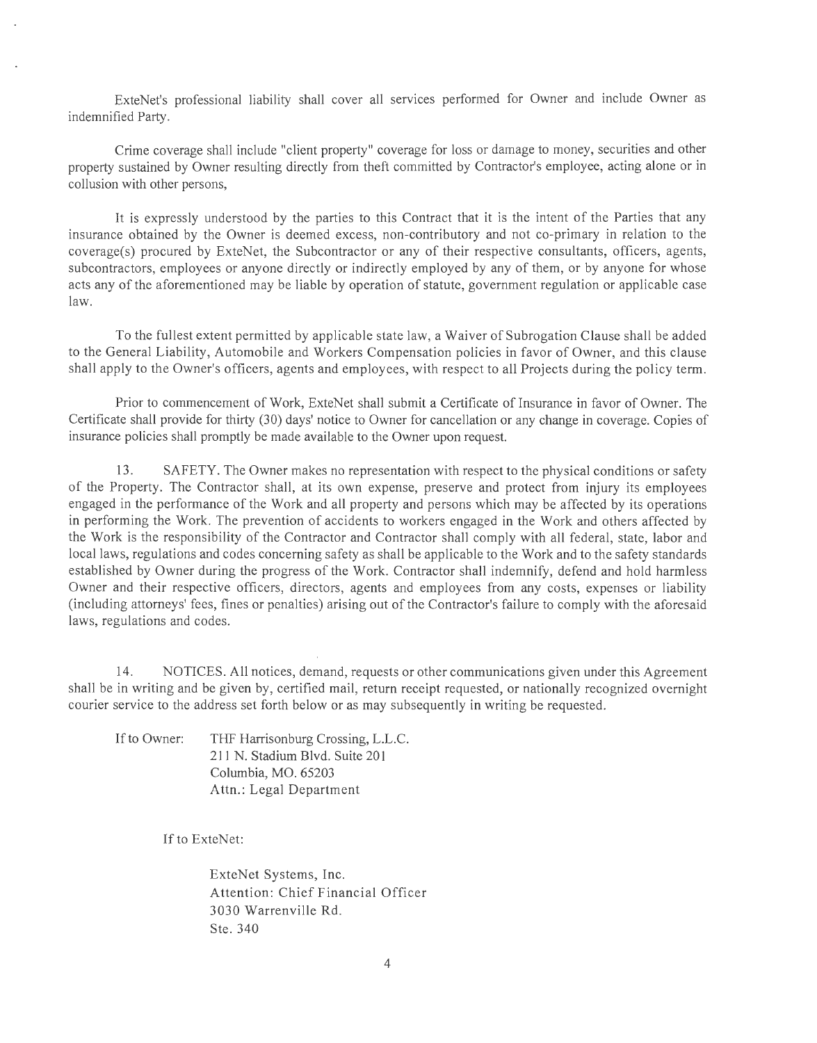ExteNet's professional liability shall cover all services performed for Owner and include Owner as indemnified Party.

Crime coverage shall include "client property" coverage for loss or damage to money, securities and other property sustained by Owner resulting directly from theft committed by Contractor's employee, acting alone or in collusion with other persons,

It is expressly understood by the parties to this Contract that it is the intent of the Parties that any insurance obtained by the Owner is deemed excess, non-contributory and not co-primary in relation to the coverage(s) procured by ExteNet, the Subcontractor or any of their respective consultants, officers, agents, subcontractors, employees or anyone directly or indirectly employed by any of them, or by anyone for whose acts any of the aforementioned may be liable by operation of statute, government regulation or applicable case law.

To the fullest extent permitted by applicable state law, a Waiver of Subrogation Clause shall be added to the General Liability, Automobile and Workers Compensation policies in favor of Owner, and this clause shall apply to the Owner's officers, agents and employees, with respect to all Projects during the policy term.

Prior to commencement of Work, ExteNet shall submit a Certificate of Insurance in favor of Owner. The Certificate shall provide for thirty (30) days' notice to Owner for cancellation or any change in coverage. Copies of insurance policies shall promptly be made available to the Owner upon request.

13. SAFETY. The Owner makes no representation with respect to the physical conditions or safety of the Property. The Contractor shall, at its own expense, preserve and protect from injury its employees engaged in the performance of the Work and all property and persons which may be affected by its operations in performing the Work. The prevention of accidents to workers engaged in the Work and others affected by the Work is the responsibility of the Contractor and Contractor shall comply with all federal, state, labor and local laws, regulations and codes concerning safety as shall be applicable to the Work and to the safety standards established by Owner during the progress of the Work. Contractor shall indemnify, defend and hold harmless Owner and their respective officers, directors, agents and employees from any costs, expenses or liability (including attorneys' fees, fines or penalties) arising out of the Contractor's failure to comply with the aforesaid laws, regulations and codes.

14. NOTICES. All notices, demand, requests or other communications given under this Agreement shall be in writing and be given by, certified mail, return receipt requested, or nationally recognized overnight courier service to the address set forth below or as may subsequently in writing be requested.

If to Owner: THF Harrisonburg Crossing, L.L.C.
211 N. Stadium Blvd. Suite 201
Columbia, MO. 65203
Attn.: Legal Department

If to ExteNet:

ExteNet Systems, Inc.
Attention: Chief Financial Officer
3030 Warrenville Rd.
Ste. 340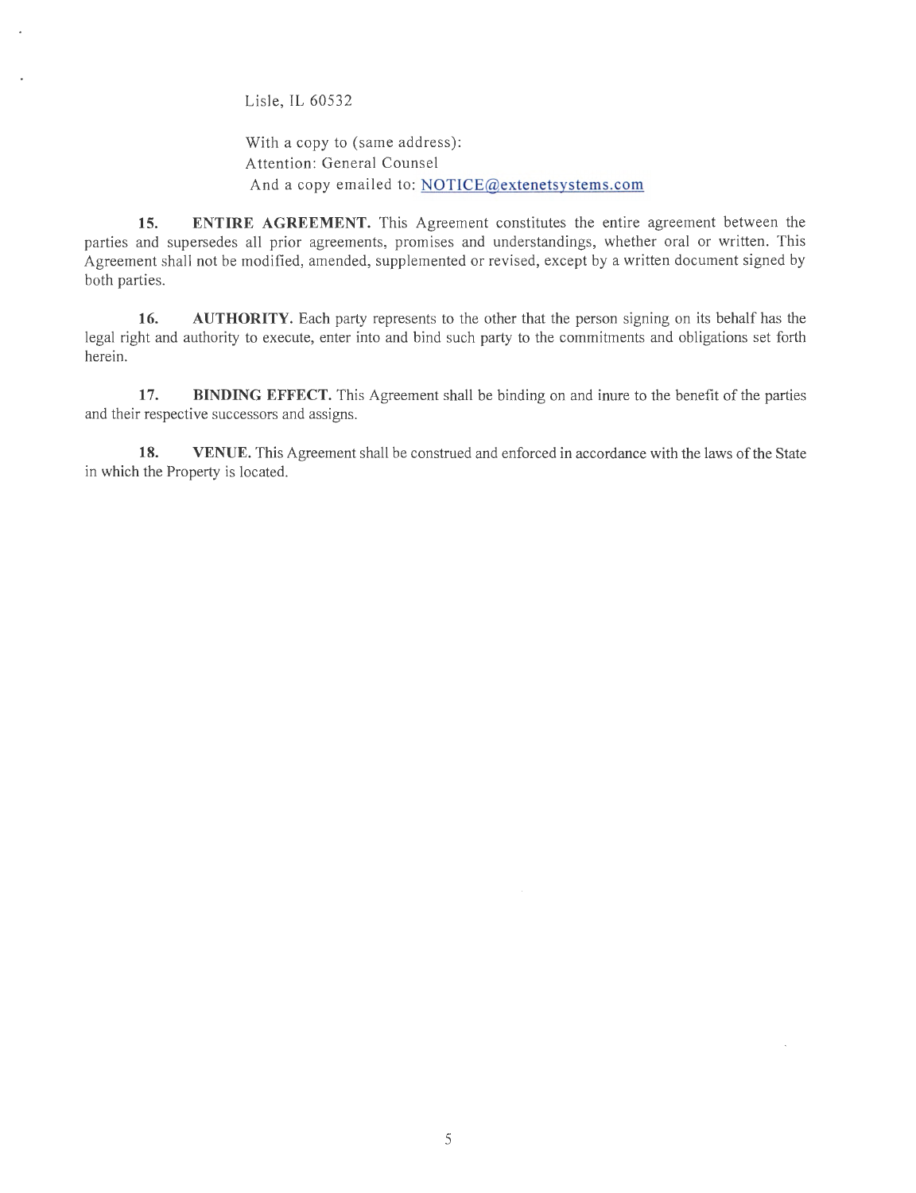Lisle, IL 60532

With a copy to (same address):
Attention: General Counsel
And a copy emailed to: NOTICE@extenetsystems.com

**15. ENTIRE AGREEMENT.** This Agreement constitutes the entire agreement between the parties and supersedes all prior agreements, promises and understandings, whether oral or written. This Agreement shall not be modified, amended, supplemented or revised, except by a written document signed by both parties.

**16. AUTHORITY.** Each party represents to the other that the person signing on its behalf has the legal right and authority to execute, enter into and bind such party to the commitments and obligations set forth herein.

**17. BINDING EFFECT.** This Agreement shall be binding on and inure to the benefit of the parties and their respective successors and assigns.

**18. VENUE.** This Agreement shall be construed and enforced in accordance with the laws of the State in which the Property is located.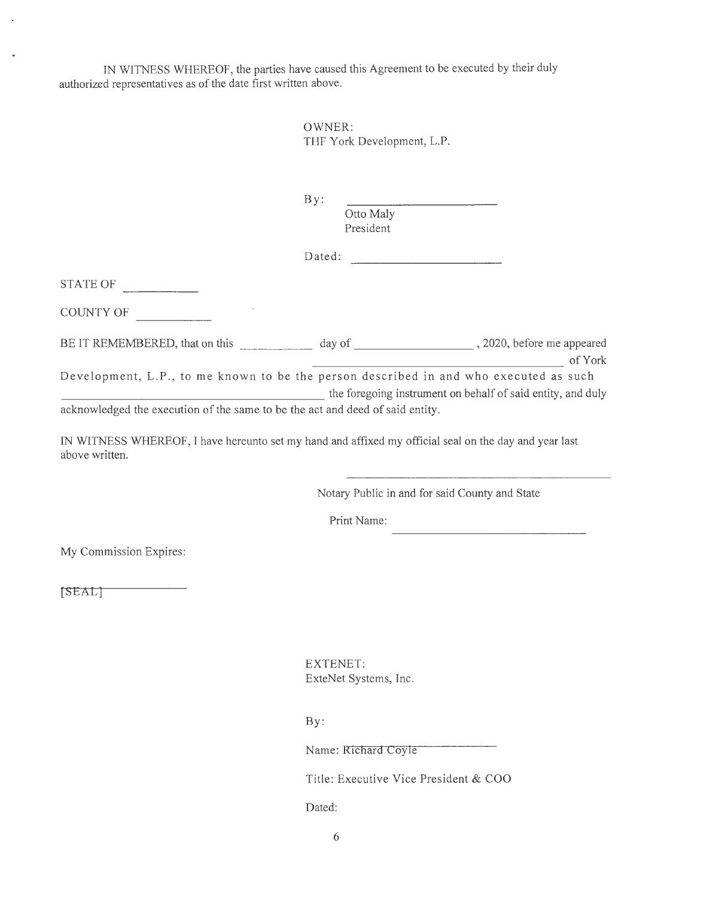IN WITNESS WHEREOF, the parties have caused this Agreement to be executed by their duly authorized representatives as of the date first written above.

OWNER:
THF York Development, L.P.

By: ______________________
Otto Maly
President

Dated: ______________________

STATE OF __________

COUNTY OF __________

BE IT REMEMBERED, that on this __________ day of ________________, 2020, before me appeared ________________________________________ of York Development, L.P., to me known to be the person described in and who executed as such ________________________________________ the foregoing instrument on behalf of said entity, and duly acknowledged the execution of the same to be the act and deed of said entity.

IN WITNESS WHEREOF, I have hereunto set my hand and affixed my official seal on the day and year last above written.

________________________________________
Notary Public in and for said County and State

Print Name: ______________________________

My Commission Expires:

[SEAL] ______________

EXTENET:
ExteNet Systems, Inc.

By:

Name: Richard Coyle

Title: Executive Vice President & COO

Dated: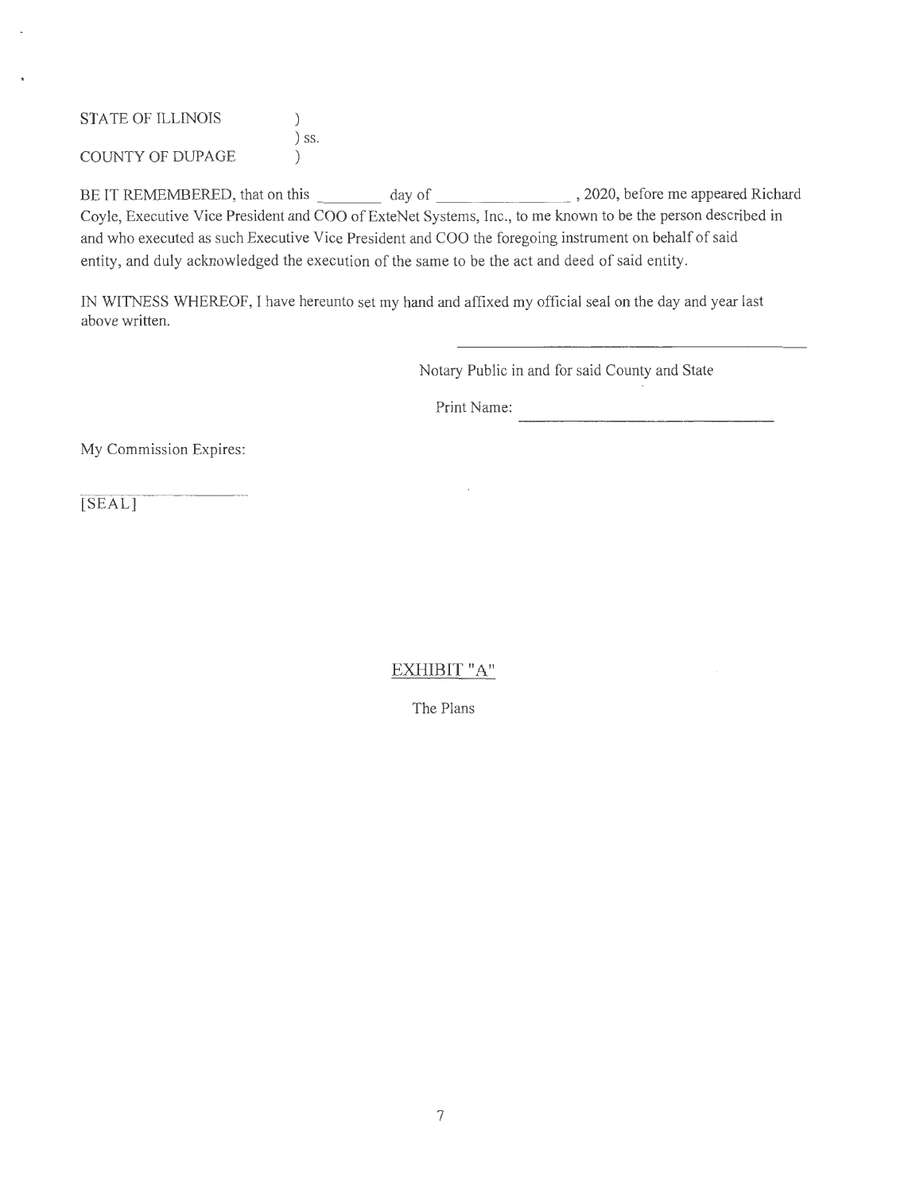STATE OF ILLINOIS )
) ss.
COUNTY OF DUPAGE )

BE IT REMEMBERED, that on this ________ day of ________________, 2020, before me appeared Richard Coyle, Executive Vice President and COO of ExteNet Systems, Inc., to me known to be the person described in and who executed as such Executive Vice President and COO the foregoing instrument on behalf of said entity, and duly acknowledged the execution of the same to be the act and deed of said entity.

IN WITNESS WHEREOF, I have hereunto set my hand and affixed my official seal on the day and year last above written.

______________________________________

Notary Public in and for said County and State

Print Name: ______________________________

My Commission Expires:

______________________

[SEAL]

## EXHIBIT "A"

The Plans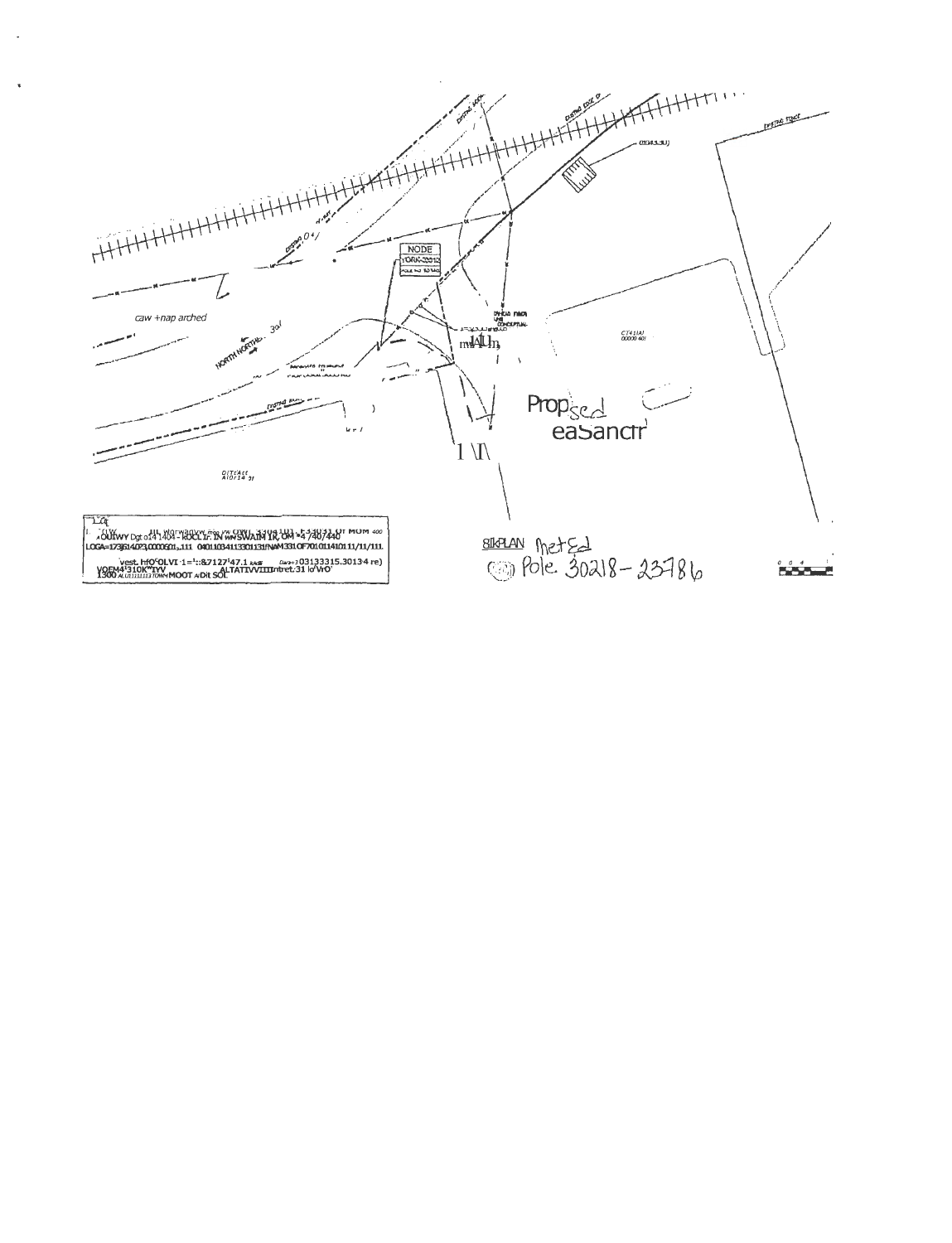NODE
YORK-23312

caw +nap arched

NORTH NORTHE... 30'

Proposed eaSanctr'

1 \I\

8IkPLAN MetEd
Pole 30218-23786

LOGA=173614023,0000601,111 0401103411330113NAM3310F701011410111/11/111

vest. hfO'OLVI 1=':&7127'47.1 ... 031333315.3013 4 re)
YOEM4'310K"IYV ALTATIVVIIIIntret 31 lo'VrO'
1300 ... MOOT ADit SOL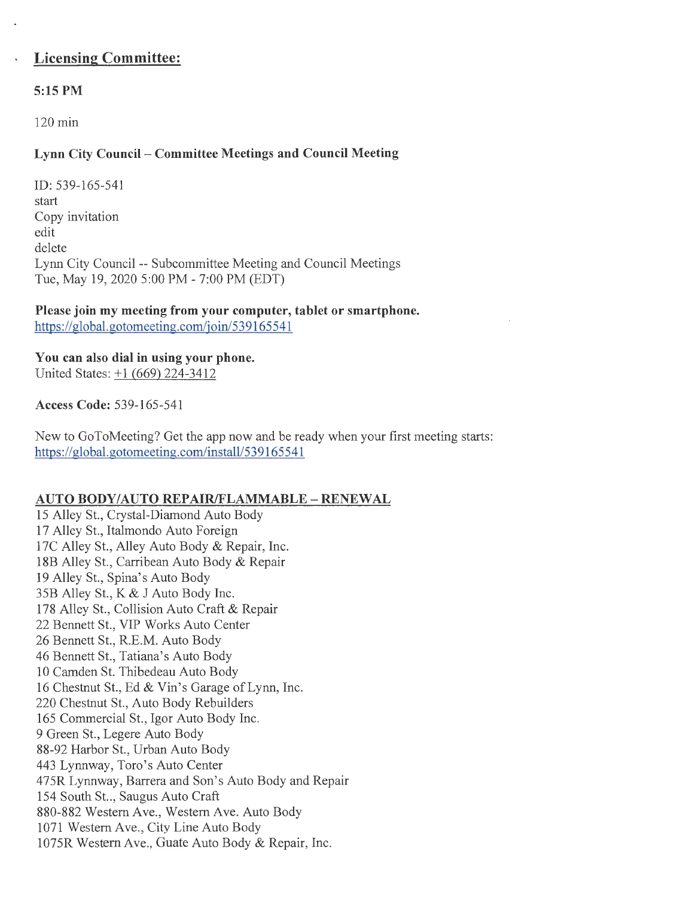- **Licensing Committee:**

**5:15 PM**

120 min

**Lynn City Council – Committee Meetings and Council Meeting**

ID: 539-165-541
start
Copy invitation
edit
delete
Lynn City Council -- Subcommittee Meeting and Council Meetings
Tue, May 19, 2020 5:00 PM - 7:00 PM (EDT)

**Please join my meeting from your computer, tablet or smartphone.**
https://global.gotomeeting.com/join/539165541

**You can also dial in using your phone.**
United States: +1 (669) 224-3412

**Access Code:** 539-165-541

New to GoToMeeting? Get the app now and be ready when your first meeting starts:
https://global.gotomeeting.com/install/539165541

**AUTO BODY/AUTO REPAIR/FLAMMABLE – RENEWAL**

15 Alley St., Crystal-Diamond Auto Body
17 Alley St., Italmondo Auto Foreign
17C Alley St., Alley Auto Body & Repair, Inc.
18B Alley St., Carribean Auto Body & Repair
19 Alley St., Spina's Auto Body
35B Alley St., K & J Auto Body Inc.
178 Alley St., Collision Auto Craft & Repair
22 Bennett St., VIP Works Auto Center
26 Bennett St., R.E.M. Auto Body
46 Bennett St., Tatiana's Auto Body
10 Camden St. Thibedeau Auto Body
16 Chestnut St., Ed & Vin's Garage of Lynn, Inc.
220 Chestnut St., Auto Body Rebuilders
165 Commercial St., Igor Auto Body Inc.
9 Green St., Legere Auto Body
88-92 Harbor St., Urban Auto Body
443 Lynnway, Toro's Auto Center
475R Lynnway, Barrera and Son's Auto Body and Repair
154 South St.., Saugus Auto Craft
880-882 Western Ave., Western Ave. Auto Body
1071 Western Ave., City Line Auto Body
1075R Western Ave., Guate Auto Body & Repair, Inc.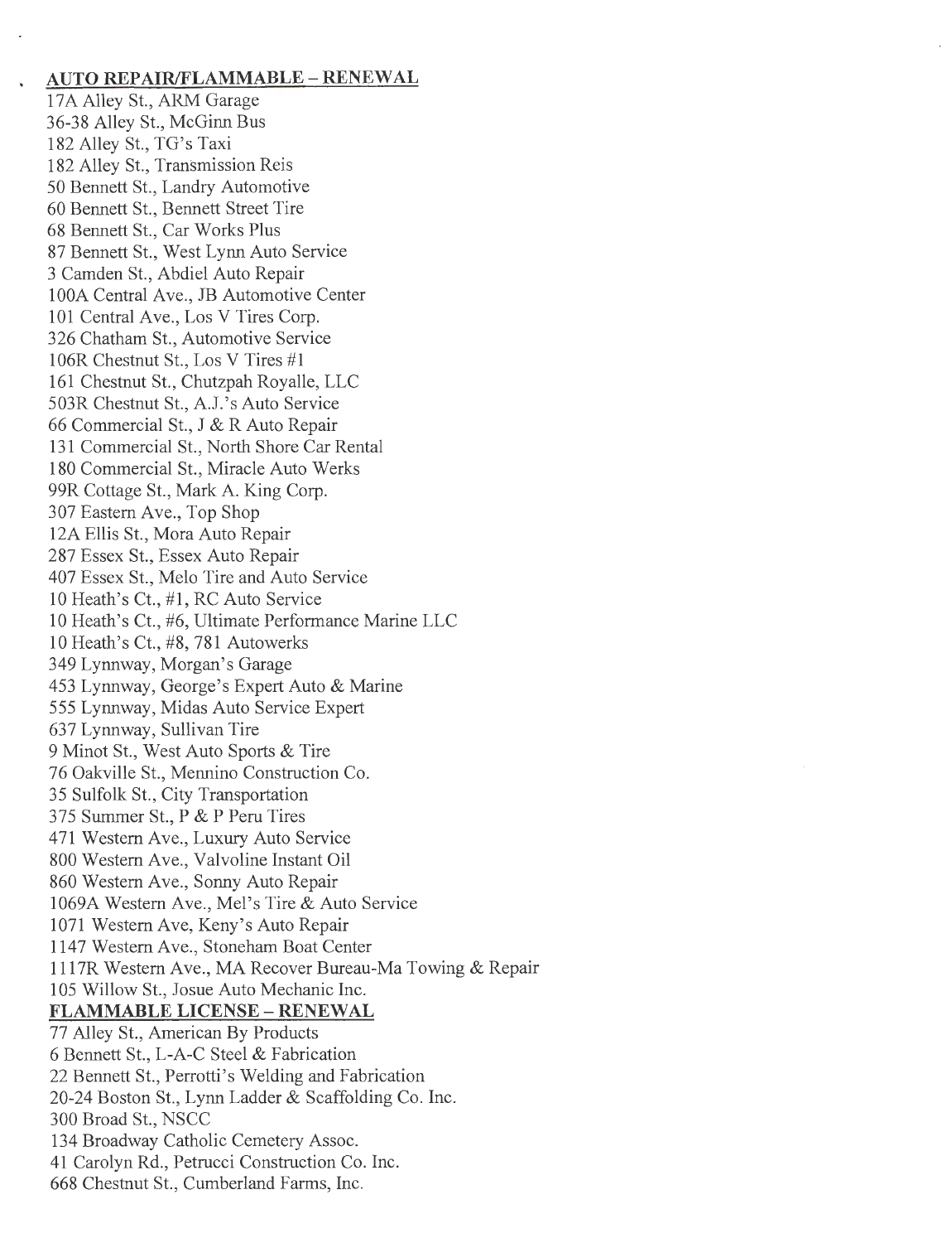**AUTO REPAIR/FLAMMABLE – RENEWAL**

17A Alley St., ARM Garage
36-38 Alley St., McGinn Bus
182 Alley St., TG's Taxi
182 Alley St., Transmission Reis
50 Bennett St., Landry Automotive
60 Bennett St., Bennett Street Tire
68 Bennett St., Car Works Plus
87 Bennett St., West Lynn Auto Service
3 Camden St., Abdiel Auto Repair
100A Central Ave., JB Automotive Center
101 Central Ave., Los V Tires Corp.
326 Chatham St., Automotive Service
106R Chestnut St., Los V Tires #1
161 Chestnut St., Chutzpah Royalle, LLC
503R Chestnut St., A.J.'s Auto Service
66 Commercial St., J & R Auto Repair
131 Commercial St., North Shore Car Rental
180 Commercial St., Miracle Auto Werks
99R Cottage St., Mark A. King Corp.
307 Eastern Ave., Top Shop
12A Ellis St., Mora Auto Repair
287 Essex St., Essex Auto Repair
407 Essex St., Melo Tire and Auto Service
10 Heath's Ct., #1, RC Auto Service
10 Heath's Ct., #6, Ultimate Performance Marine LLC
10 Heath's Ct., #8, 781 Autowerks
349 Lynnway, Morgan's Garage
453 Lynnway, George's Expert Auto & Marine
555 Lynnway, Midas Auto Service Expert
637 Lynnway, Sullivan Tire
9 Minot St., West Auto Sports & Tire
76 Oakville St., Mennino Construction Co.
35 Sulfolk St., City Transportation
375 Summer St., P & P Peru Tires
471 Western Ave., Luxury Auto Service
800 Western Ave., Valvoline Instant Oil
860 Western Ave., Sonny Auto Repair
1069A Western Ave., Mel's Tire & Auto Service
1071 Western Ave, Keny's Auto Repair
1147 Western Ave., Stoneham Boat Center
1117R Western Ave., MA Recover Bureau-Ma Towing & Repair
105 Willow St., Josue Auto Mechanic Inc.

**FLAMMABLE LICENSE – RENEWAL**

77 Alley St., American By Products
6 Bennett St., L-A-C Steel & Fabrication
22 Bennett St., Perrotti's Welding and Fabrication
20-24 Boston St., Lynn Ladder & Scaffolding Co. Inc.
300 Broad St., NSCC
134 Broadway Catholic Cemetery Assoc.
41 Carolyn Rd., Petrucci Construction Co. Inc.
668 Chestnut St., Cumberland Farms, Inc.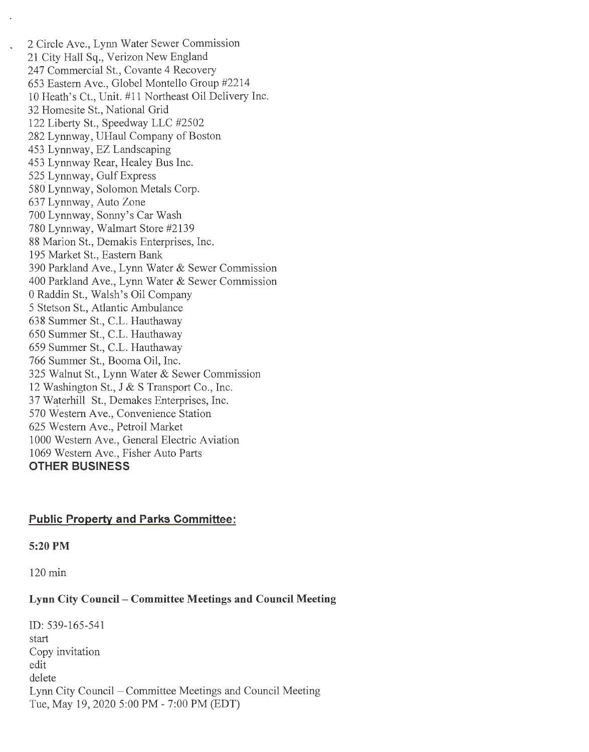2 Circle Ave., Lynn Water Sewer Commission
21 City Hall Sq., Verizon New England
247 Commercial St., Covante 4 Recovery
653 Eastern Ave., Globel Montello Group #2214
10 Heath's Ct., Unit. #11 Northeast Oil Delivery Inc.
32 Homesite St., National Grid
122 Liberty St., Speedway LLC #2502
282 Lynnway, UHaul Company of Boston
453 Lynnway, EZ Landscaping
453 Lynnway Rear, Healey Bus Inc.
525 Lynnway, Gulf Express
580 Lynnway, Solomon Metals Corp.
637 Lynnway, Auto Zone
700 Lynnway, Sonny's Car Wash
780 Lynnway, Walmart Store #2139
88 Marion St., Demakis Enterprises, Inc.
195 Market St., Eastern Bank
390 Parkland Ave., Lynn Water & Sewer Commission
400 Parkland Ave., Lynn Water & Sewer Commission
0 Raddin St., Walsh's Oil Company
5 Stetson St., Atlantic Ambulance
638 Summer St., C.L. Hauthaway
650 Summer St., C.L. Hauthaway
659 Summer St., C.L. Hauthaway
766 Summer St., Booma Oil, Inc.
325 Walnut St., Lynn Water & Sewer Commission
12 Washington St., J & S Transport Co., Inc.
37 Waterhill St., Demakes Enterprises, Inc.
570 Western Ave., Convenience Station
625 Western Ave., Petroil Market
1000 Western Ave., General Electric Aviation
1069 Western Ave., Fisher Auto Parts

**OTHER BUSINESS**

## Public Property and Parks Committee:

**5:20 PM**

120 min

**Lynn City Council – Committee Meetings and Council Meeting**

ID: 539-165-541
start
Copy invitation
edit
delete
Lynn City Council – Committee Meetings and Council Meeting
Tue, May 19, 2020 5:00 PM - 7:00 PM (EDT)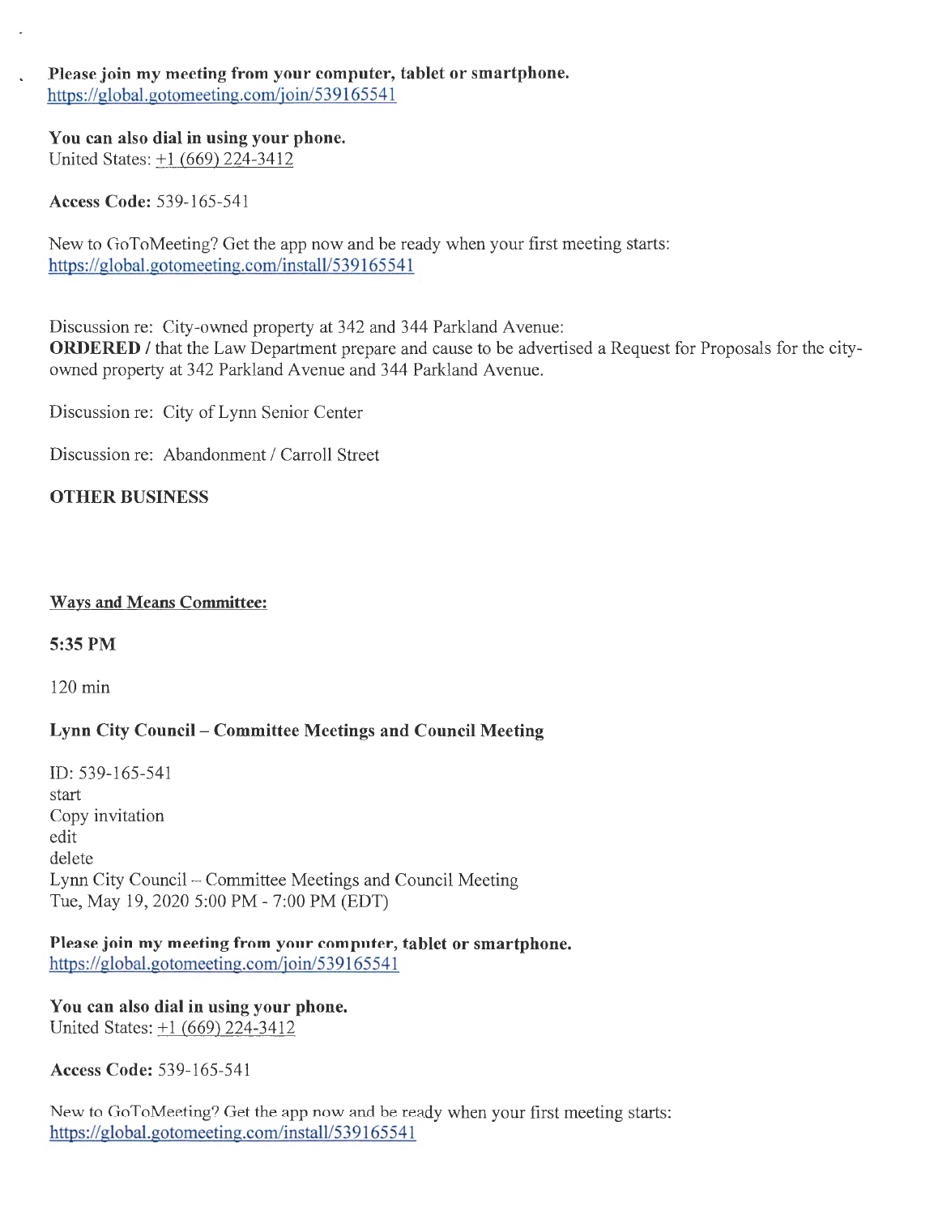**Please join my meeting from your computer, tablet or smartphone.**
https://global.gotomeeting.com/join/539165541

**You can also dial in using your phone.**
United States: +1 (669) 224-3412

**Access Code:** 539-165-541

New to GoToMeeting? Get the app now and be ready when your first meeting starts:
https://global.gotomeeting.com/install/539165541

Discussion re: City-owned property at 342 and 344 Parkland Avenue:
**ORDERED** / that the Law Department prepare and cause to be advertised a Request for Proposals for the city-owned property at 342 Parkland Avenue and 344 Parkland Avenue.

Discussion re: City of Lynn Senior Center

Discussion re: Abandonment / Carroll Street

**OTHER BUSINESS**

**Ways and Means Committee:**

**5:35 PM**

120 min

**Lynn City Council – Committee Meetings and Council Meeting**

ID: 539-165-541
start
Copy invitation
edit
delete
Lynn City Council – Committee Meetings and Council Meeting
Tue, May 19, 2020 5:00 PM - 7:00 PM (EDT)

**Please join my meeting from your computer, tablet or smartphone.**
https://global.gotomeeting.com/join/539165541

**You can also dial in using your phone.**
United States: +1 (669) 224-3412

**Access Code:** 539-165-541

New to GoToMeeting? Get the app now and be ready when your first meeting starts:
https://global.gotomeeting.com/install/539165541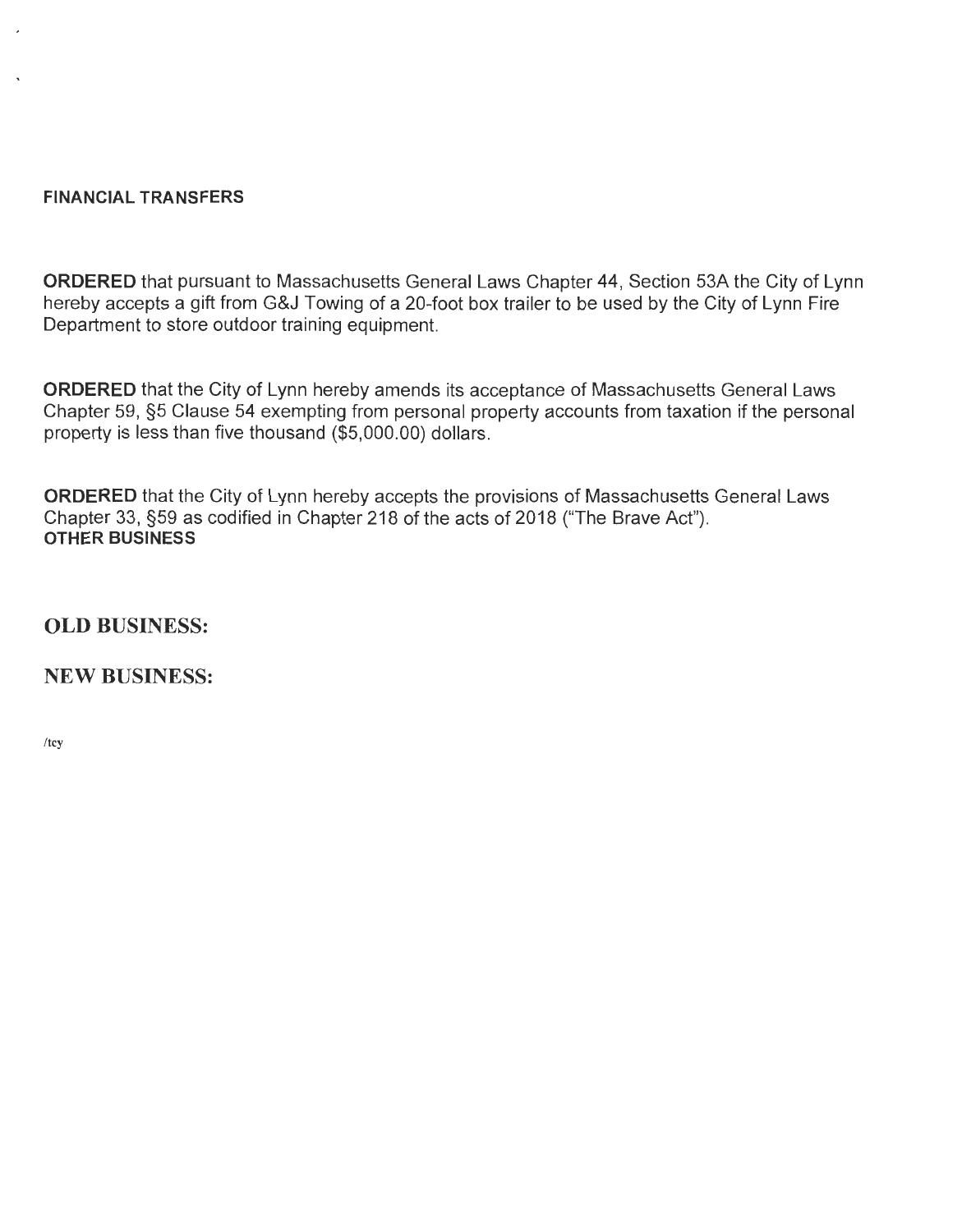**FINANCIAL TRANSFERS**

**ORDERED** that pursuant to Massachusetts General Laws Chapter 44, Section 53A the City of Lynn hereby accepts a gift from G&J Towing of a 20-foot box trailer to be used by the City of Lynn Fire Department to store outdoor training equipment.

**ORDERED** that the City of Lynn hereby amends its acceptance of Massachusetts General Laws Chapter 59, §5 Clause 54 exempting from personal property accounts from taxation if the personal property is less than five thousand ($5,000.00) dollars.

**ORDERED** that the City of Lynn hereby accepts the provisions of Massachusetts General Laws Chapter 33, §59 as codified in Chapter 218 of the acts of 2018 ("The Brave Act").

**OTHER BUSINESS**

## OLD BUSINESS:

## NEW BUSINESS:

/tcy